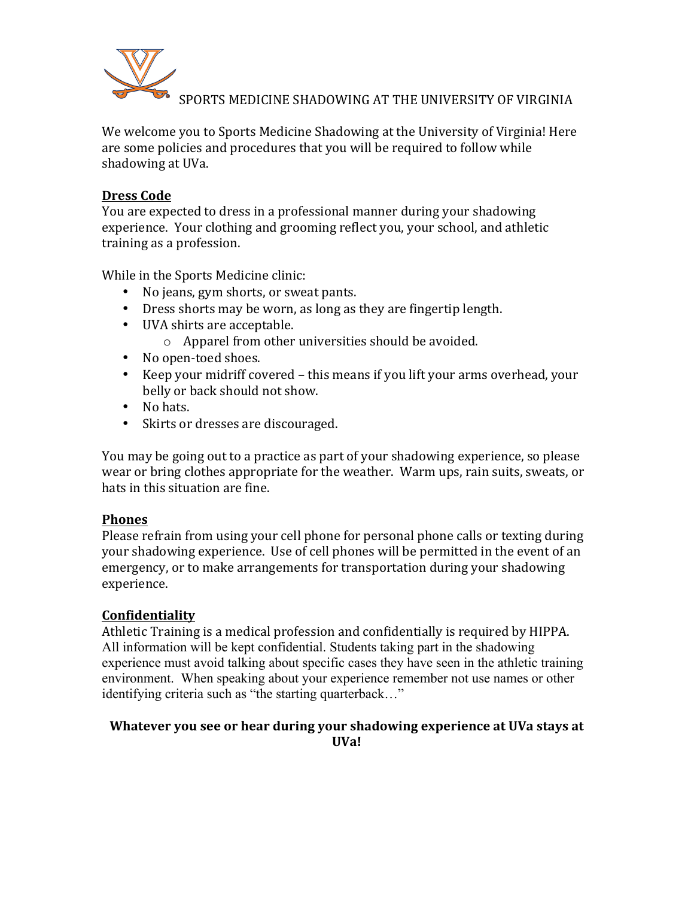# SPORTS MEDICINE SHADOWING AT THE UNIVERSITY OF VIRGINIA

We welcome you to Sports Medicine Shadowing at the University of Virginia! Here are some policies and procedures that you will be required to follow while shadowing at UVa.

## Dress Code

You are expected to dress in a professional manner during your shadowing experience. Your clothing and grooming reflect you, your school, and athletic training as a profession.

While in the Sports Medicine clinic:

- No jeans, gym shorts, or sweat pants.
- Dress shorts may be worn, as long as they are fingertip length.
- UVA shirts are acceptable.
  - Apparel from other universities should be avoided.
- No open-toed shoes.
- Keep your midriff covered – this means if you lift your arms overhead, your belly or back should not show.
- No hats.
- Skirts or dresses are discouraged.

You may be going out to a practice as part of your shadowing experience, so please wear or bring clothes appropriate for the weather. Warm ups, rain suits, sweats, or hats in this situation are fine.

## Phones

Please refrain from using your cell phone for personal phone calls or texting during your shadowing experience. Use of cell phones will be permitted in the event of an emergency, or to make arrangements for transportation during your shadowing experience.

## Confidentiality

Athletic Training is a medical profession and confidentially is required by HIPPA. All information will be kept confidential. Students taking part in the shadowing experience must avoid talking about specific cases they have seen in the athletic training environment. When speaking about your experience remember not use names or other identifying criteria such as "the starting quarterback…"

**Whatever you see or hear during your shadowing experience at UVa stays at UVa!**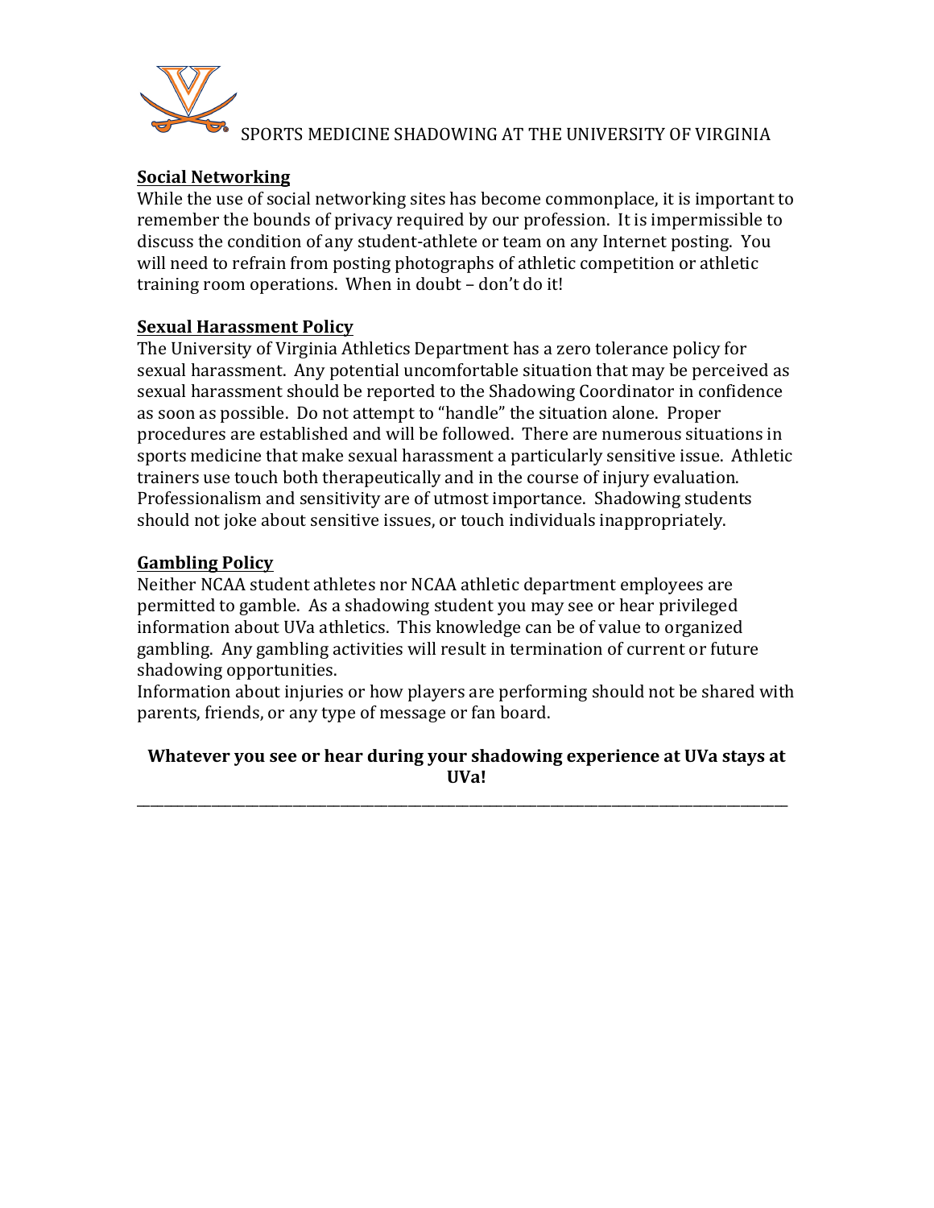SPORTS MEDICINE SHADOWING AT THE UNIVERSITY OF VIRGINIA

## Social Networking

While the use of social networking sites has become commonplace, it is important to remember the bounds of privacy required by our profession. It is impermissible to discuss the condition of any student-athlete or team on any Internet posting. You will need to refrain from posting photographs of athletic competition or athletic training room operations. When in doubt – don't do it!

## Sexual Harassment Policy

The University of Virginia Athletics Department has a zero tolerance policy for sexual harassment. Any potential uncomfortable situation that may be perceived as sexual harassment should be reported to the Shadowing Coordinator in confidence as soon as possible. Do not attempt to "handle" the situation alone. Proper procedures are established and will be followed. There are numerous situations in sports medicine that make sexual harassment a particularly sensitive issue. Athletic trainers use touch both therapeutically and in the course of injury evaluation. Professionalism and sensitivity are of utmost importance. Shadowing students should not joke about sensitive issues, or touch individuals inappropriately.

## Gambling Policy

Neither NCAA student athletes nor NCAA athletic department employees are permitted to gamble. As a shadowing student you may see or hear privileged information about UVa athletics. This knowledge can be of value to organized gambling. Any gambling activities will result in termination of current or future shadowing opportunities.

Information about injuries or how players are performing should not be shared with parents, friends, or any type of message or fan board.

**Whatever you see or hear during your shadowing experience at UVa stays at UVa!**

---